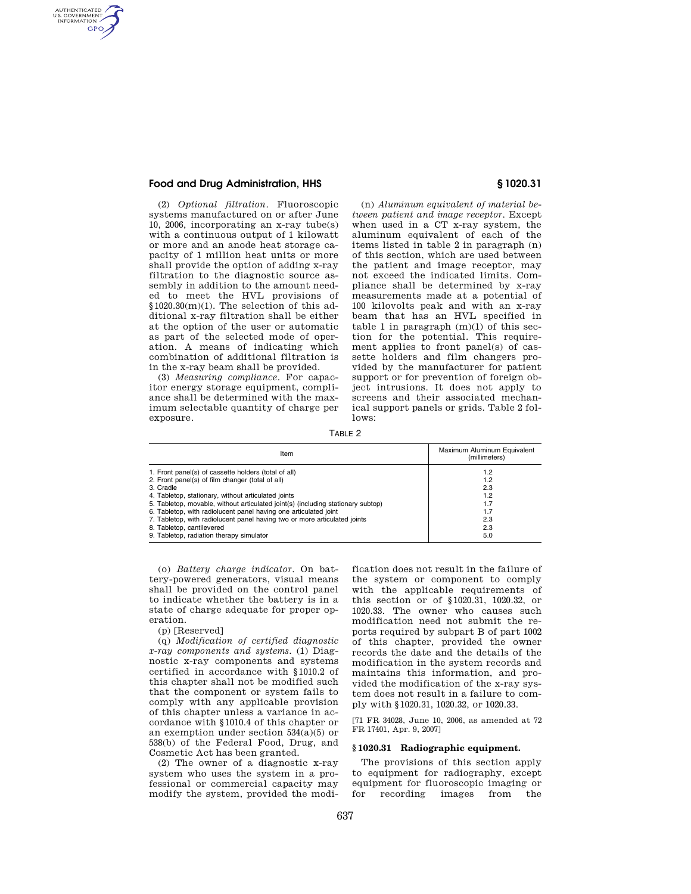(2) *Optional filtration.* Fluoroscopic systems manufactured on or after June 10, 2006, incorporating an x-ray tube(s) with a continuous output of 1 kilowatt or more and an anode heat storage capacity of 1 million heat units or more shall provide the option of adding x-ray filtration to the diagnostic source assembly in addition to the amount needed to meet the HVL provisions of §1020.30(m)(1). The selection of this additional x-ray filtration shall be either at the option of the user or automatic as part of the selected mode of operation. A means of indicating which combination of additional filtration is in the x-ray beam shall be provided.

(3) *Measuring compliance.* For capacitor energy storage equipment, compliance shall be determined with the maximum selectable quantity of charge per exposure.

(n) *Aluminum equivalent of material between patient and image receptor.* Except when used in a CT x-ray system, the aluminum equivalent of each of the items listed in table 2 in paragraph (n) of this section, which are used between the patient and image receptor, may not exceed the indicated limits. Compliance shall be determined by x-ray measurements made at a potential of 100 kilovolts peak and with an x-ray beam that has an HVL specified in table 1 in paragraph (m)(1) of this section for the potential. This requirement applies to front panel(s) of cassette holders and film changers provided by the manufacturer for patient support or for prevention of foreign object intrusions. It does not apply to screens and their associated mechanical support panels or grids. Table 2 follows:

TABLE 2

| Item | Maximum Aluminum Equivalent (millimeters) |
|---|---|
| 1. Front panel(s) of cassette holders (total of all) | 1.2 |
| 2. Front panel(s) of film changer (total of all) | 1.2 |
| 3. Cradle | 2.3 |
| 4. Tabletop, stationary, without articulated joints | 1.2 |
| 5. Tabletop, movable, without articulated joint(s) (including stationary subtop) | 1.7 |
| 6. Tabletop, with radiolucent panel having one articulated joint | 1.7 |
| 7. Tabletop, with radiolucent panel having two or more articulated joints | 2.3 |
| 8. Tabletop, cantilevered | 2.3 |
| 9. Tabletop, radiation therapy simulator | 5.0 |

(o) *Battery charge indicator.* On battery-powered generators, visual means shall be provided on the control panel to indicate whether the battery is in a state of charge adequate for proper operation.

(p) [Reserved]

(q) *Modification of certified diagnostic x-ray components and systems.* (1) Diagnostic x-ray components and systems certified in accordance with §1010.2 of this chapter shall not be modified such that the component or system fails to comply with any applicable provision of this chapter unless a variance in accordance with §1010.4 of this chapter or an exemption under section 534(a)(5) or 538(b) of the Federal Food, Drug, and Cosmetic Act has been granted.

(2) The owner of a diagnostic x-ray system who uses the system in a professional or commercial capacity may modify the system, provided the modification does not result in the failure of the system or component to comply with the applicable requirements of this section or of §1020.31, 1020.32, or 1020.33. The owner who causes such modification need not submit the reports required by subpart B of part 1002 of this chapter, provided the owner records the date and the details of the modification in the system records and maintains this information, and provided the modification of the x-ray system does not result in a failure to comply with §1020.31, 1020.32, or 1020.33.

[71 FR 34028, June 10, 2006, as amended at 72 FR 17401, Apr. 9, 2007]

### §1020.31 Radiographic equipment.

The provisions of this section apply to equipment for radiography, except equipment for fluoroscopic imaging or for recording images from the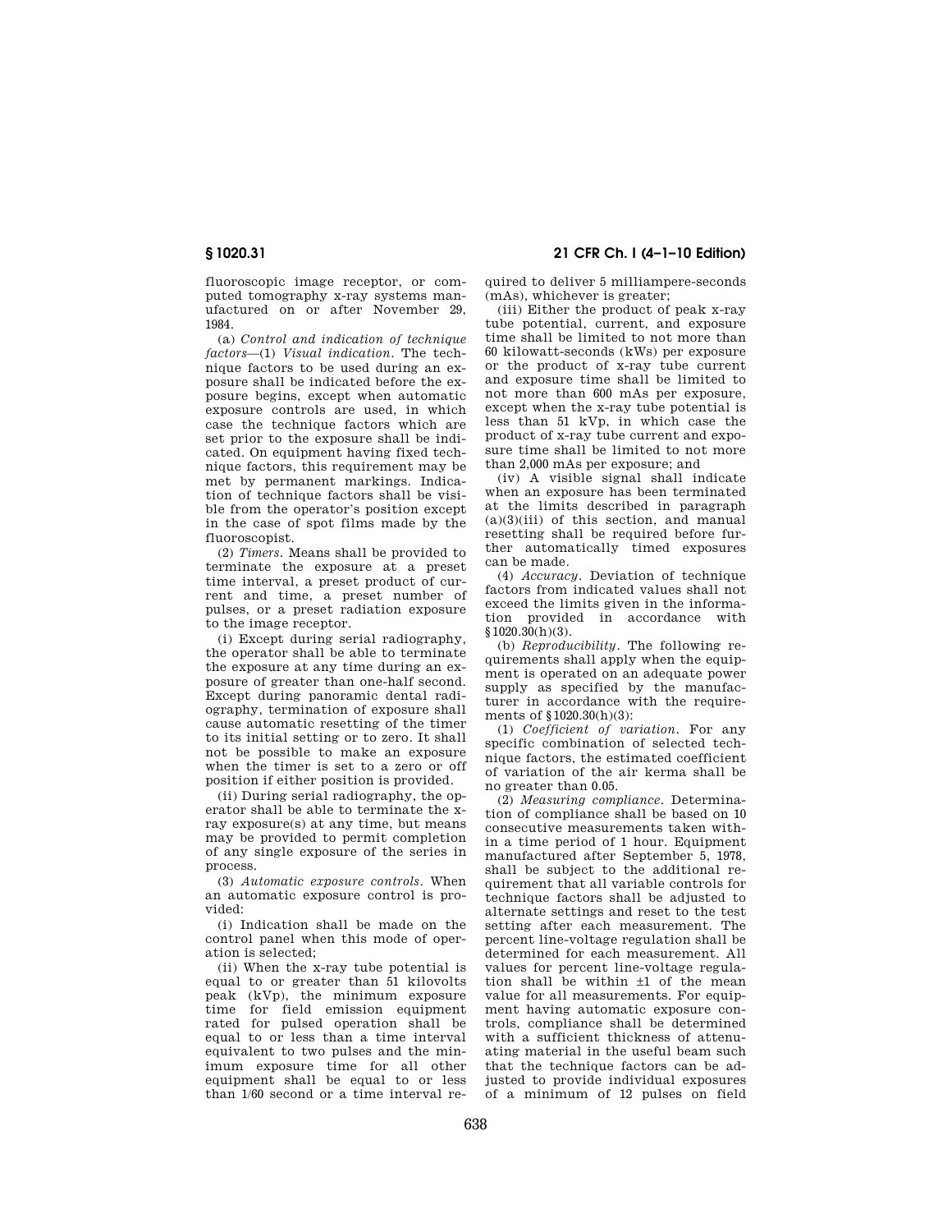fluoroscopic image receptor, or computed tomography x-ray systems manufactured on or after November 29, 1984.

(a) *Control and indication of technique factors*—(1) *Visual indication.* The technique factors to be used during an exposure shall be indicated before the exposure begins, except when automatic exposure controls are used, in which case the technique factors which are set prior to the exposure shall be indicated. On equipment having fixed technique factors, this requirement may be met by permanent markings. Indication of technique factors shall be visible from the operator's position except in the case of spot films made by the fluoroscopist.

(2) *Timers.* Means shall be provided to terminate the exposure at a preset time interval, a preset product of current and time, a preset number of pulses, or a preset radiation exposure to the image receptor.

(i) Except during serial radiography, the operator shall be able to terminate the exposure at any time during an exposure of greater than one-half second. Except during panoramic dental radiography, termination of exposure shall cause automatic resetting of the timer to its initial setting or to zero. It shall not be possible to make an exposure when the timer is set to a zero or off position if either position is provided.

(ii) During serial radiography, the operator shall be able to terminate the x-ray exposure(s) at any time, but means may be provided to permit completion of any single exposure of the series in process.

(3) *Automatic exposure controls.* When an automatic exposure control is provided:

(i) Indication shall be made on the control panel when this mode of operation is selected;

(ii) When the x-ray tube potential is equal to or greater than 51 kilovolts peak (kVp), the minimum exposure time for field emission equipment rated for pulsed operation shall be equal to or less than a time interval equivalent to two pulses and the minimum exposure time for all other equipment shall be equal to or less than 1/60 second or a time interval required to deliver 5 milliampere-seconds (mAs), whichever is greater;

(iii) Either the product of peak x-ray tube potential, current, and exposure time shall be limited to not more than 60 kilowatt-seconds (kWs) per exposure or the product of x-ray tube current and exposure time shall be limited to not more than 600 mAs per exposure, except when the x-ray tube potential is less than 51 kVp, in which case the product of x-ray tube current and exposure time shall be limited to not more than 2,000 mAs per exposure; and

(iv) A visible signal shall indicate when an exposure has been terminated at the limits described in paragraph (a)(3)(iii) of this section, and manual resetting shall be required before further automatically timed exposures can be made.

(4) *Accuracy.* Deviation of technique factors from indicated values shall not exceed the limits given in the information provided in accordance with §1020.30(h)(3).

(b) *Reproducibility.* The following requirements shall apply when the equipment is operated on an adequate power supply as specified by the manufacturer in accordance with the requirements of §1020.30(h)(3):

(1) *Coefficient of variation.* For any specific combination of selected technique factors, the estimated coefficient of variation of the air kerma shall be no greater than 0.05.

(2) *Measuring compliance.* Determination of compliance shall be based on 10 consecutive measurements taken within a time period of 1 hour. Equipment manufactured after September 5, 1978, shall be subject to the additional requirement that all variable controls for technique factors shall be adjusted to alternate settings and reset to the test setting after each measurement. The percent line-voltage regulation shall be determined for each measurement. All values for percent line-voltage regulation shall be within ±1 of the mean value for all measurements. For equipment having automatic exposure controls, compliance shall be determined with a sufficient thickness of attenuating material in the useful beam such that the technique factors can be adjusted to provide individual exposures of a minimum of 12 pulses on field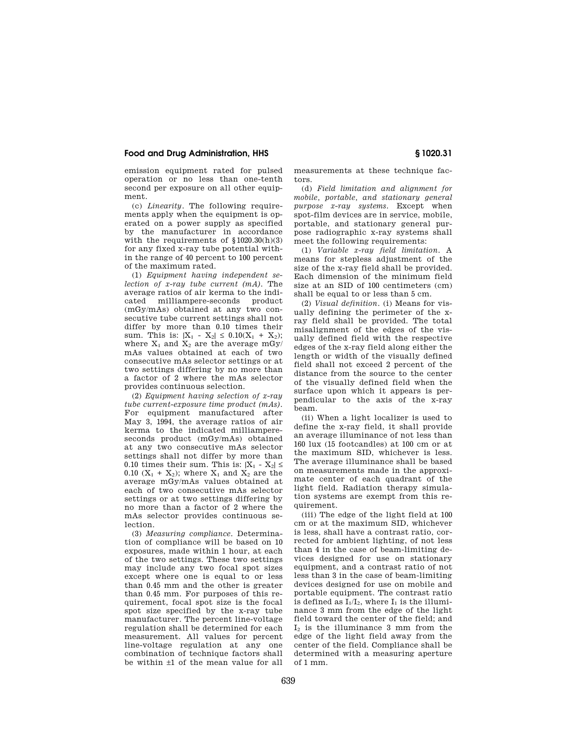emission equipment rated for pulsed operation or no less than one-tenth second per exposure on all other equipment.

(c) *Linearity*. The following requirements apply when the equipment is operated on a power supply as specified by the manufacturer in accordance with the requirements of §1020.30(h)(3) for any fixed x-ray tube potential within the range of 40 percent to 100 percent of the maximum rated.

(1) *Equipment having independent selection of x-ray tube current (mA)*. The average ratios of air kerma to the indicated milliampere-seconds product (mGy/mAs) obtained at any two consecutive tube current settings shall not differ by more than 0.10 times their sum. This is: $|X_1 - X_2| \leq 0.10(X_1 + X_2)$; where $X_1$ and $X_2$ are the average mGy/mAs values obtained at each of two consecutive mAs selector settings or at two settings differing by no more than a factor of 2 where the mAs selector provides continuous selection.

(2) *Equipment having selection of x-ray tube current-exposure time product (mAs)*. For equipment manufactured after May 3, 1994, the average ratios of air kerma to the indicated milliampere-seconds product (mGy/mAs) obtained at any two consecutive mAs selector settings shall not differ by more than 0.10 times their sum. This is: $|X_1 - X_2| \leq 0.10 (X_1 + X_2)$; where $X_1$ and $X_2$ are the average mGy/mAs values obtained at each of two consecutive mAs selector settings or at two settings differing by no more than a factor of 2 where the mAs selector provides continuous selection.

(3) *Measuring compliance*. Determination of compliance will be based on 10 exposures, made within 1 hour, at each of the two settings. These two settings may include any two focal spot sizes except where one is equal to or less than 0.45 mm and the other is greater than 0.45 mm. For purposes of this requirement, focal spot size is the focal spot size specified by the x-ray tube manufacturer. The percent line-voltage regulation shall be determined for each measurement. All values for percent line-voltage regulation at any one combination of technique factors shall be within ±1 of the mean value for all measurements at these technique factors.

(d) *Field limitation and alignment for mobile, portable, and stationary general purpose x-ray systems*. Except when spot-film devices are in service, mobile, portable, and stationary general purpose radiographic x-ray systems shall meet the following requirements:

(1) *Variable x-ray field limitation*. A means for stepless adjustment of the size of the x-ray field shall be provided. Each dimension of the minimum field size at an SID of 100 centimeters (cm) shall be equal to or less than 5 cm.

(2) *Visual definition*. (i) Means for visually defining the perimeter of the x-ray field shall be provided. The total misalignment of the edges of the visually defined field with the respective edges of the x-ray field along either the length or width of the visually defined field shall not exceed 2 percent of the distance from the source to the center of the visually defined field when the surface upon which it appears is perpendicular to the axis of the x-ray beam.

(ii) When a light localizer is used to define the x-ray field, it shall provide an average illuminance of not less than 160 lux (15 footcandles) at 100 cm or at the maximum SID, whichever is less. The average illuminance shall be based on measurements made in the approximate center of each quadrant of the light field. Radiation therapy simulation systems are exempt from this requirement.

(iii) The edge of the light field at 100 cm or at the maximum SID, whichever is less, shall have a contrast ratio, corrected for ambient lighting, of not less than 4 in the case of beam-limiting devices designed for use on stationary equipment, and a contrast ratio of not less than 3 in the case of beam-limiting devices designed for use on mobile and portable equipment. The contrast ratio is defined as $I_1/I_2$, where $I_1$ is the illuminance 3 mm from the edge of the light field toward the center of the field; and $I_2$ is the illuminance 3 mm from the edge of the light field away from the center of the field. Compliance shall be determined with a measuring aperture of 1 mm.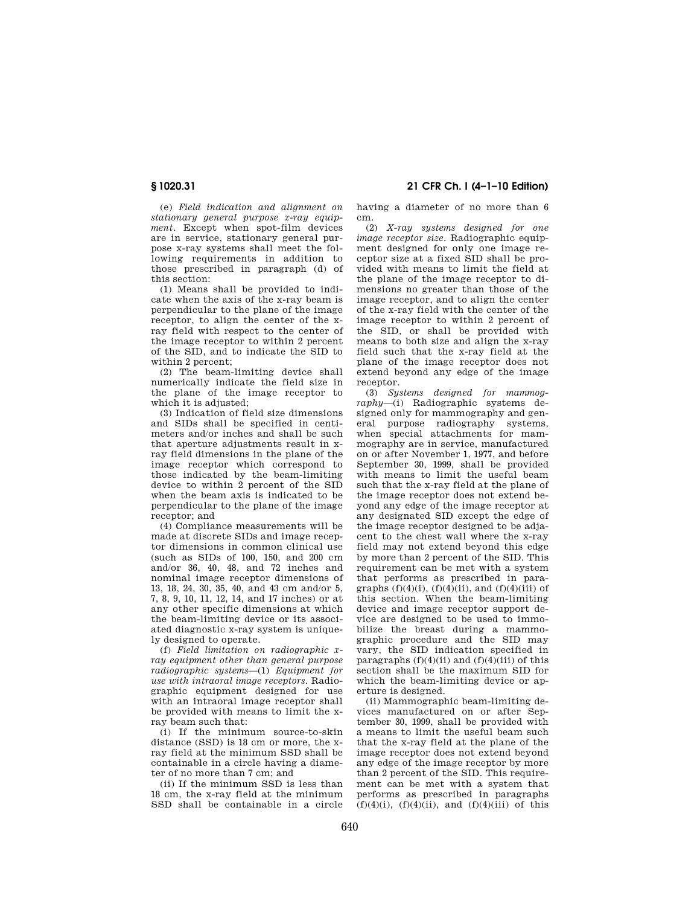(e) *Field indication and alignment on stationary general purpose x-ray equipment*. Except when spot-film devices are in service, stationary general purpose x-ray systems shall meet the following requirements in addition to those prescribed in paragraph (d) of this section:

(1) Means shall be provided to indicate when the axis of the x-ray beam is perpendicular to the plane of the image receptor, to align the center of the x-ray field with respect to the center of the image receptor to within 2 percent of the SID, and to indicate the SID to within 2 percent;

(2) The beam-limiting device shall numerically indicate the field size in the plane of the image receptor to which it is adjusted;

(3) Indication of field size dimensions and SIDs shall be specified in centimeters and/or inches and shall be such that aperture adjustments result in x-ray field dimensions in the plane of the image receptor which correspond to those indicated by the beam-limiting device to within 2 percent of the SID when the beam axis is indicated to be perpendicular to the plane of the image receptor; and

(4) Compliance measurements will be made at discrete SIDs and image receptor dimensions in common clinical use (such as SIDs of 100, 150, and 200 cm and/or 36, 40, 48, and 72 inches and nominal image receptor dimensions of 13, 18, 24, 30, 35, 40, and 43 cm and/or 5, 7, 8, 9, 10, 11, 12, 14, and 17 inches) or at any other specific dimensions at which the beam-limiting device or its associated diagnostic x-ray system is uniquely designed to operate.

(f) *Field limitation on radiographic x-ray equipment other than general purpose radiographic systems*—(1) *Equipment for use with intraoral image receptors*. Radiographic equipment designed for use with an intraoral image receptor shall be provided with means to limit the x-ray beam such that:

(i) If the minimum source-to-skin distance (SSD) is 18 cm or more, the x-ray field at the minimum SSD shall be containable in a circle having a diameter of no more than 7 cm; and

(ii) If the minimum SSD is less than 18 cm, the x-ray field at the minimum SSD shall be containable in a circle having a diameter of no more than 6 cm.

(2) *X-ray systems designed for one image receptor size*. Radiographic equipment designed for only one image receptor size at a fixed SID shall be provided with means to limit the field at the plane of the image receptor to dimensions no greater than those of the image receptor, and to align the center of the x-ray field with the center of the image receptor to within 2 percent of the SID, or shall be provided with means to both size and align the x-ray field such that the x-ray field at the plane of the image receptor does not extend beyond any edge of the image receptor.

(3) *Systems designed for mammography*—(i) Radiographic systems designed only for mammography and general purpose radiography systems, when special attachments for mammography are in service, manufactured on or after November 1, 1977, and before September 30, 1999, shall be provided with means to limit the useful beam such that the x-ray field at the plane of the image receptor does not extend beyond any edge of the image receptor at any designated SID except the edge of the image receptor designed to be adjacent to the chest wall where the x-ray field may not extend beyond this edge by more than 2 percent of the SID. This requirement can be met with a system that performs as prescribed in paragraphs (f)(4)(i), (f)(4)(ii), and (f)(4)(iii) of this section. When the beam-limiting device and image receptor support device are designed to be used to immobilize the breast during a mammographic procedure and the SID may vary, the SID indication specified in paragraphs (f)(4)(ii) and (f)(4)(iii) of this section shall be the maximum SID for which the beam-limiting device or aperture is designed.

(ii) Mammographic beam-limiting devices manufactured on or after September 30, 1999, shall be provided with a means to limit the useful beam such that the x-ray field at the plane of the image receptor does not extend beyond any edge of the image receptor by more than 2 percent of the SID. This requirement can be met with a system that performs as prescribed in paragraphs (f)(4)(i), (f)(4)(ii), and (f)(4)(iii) of this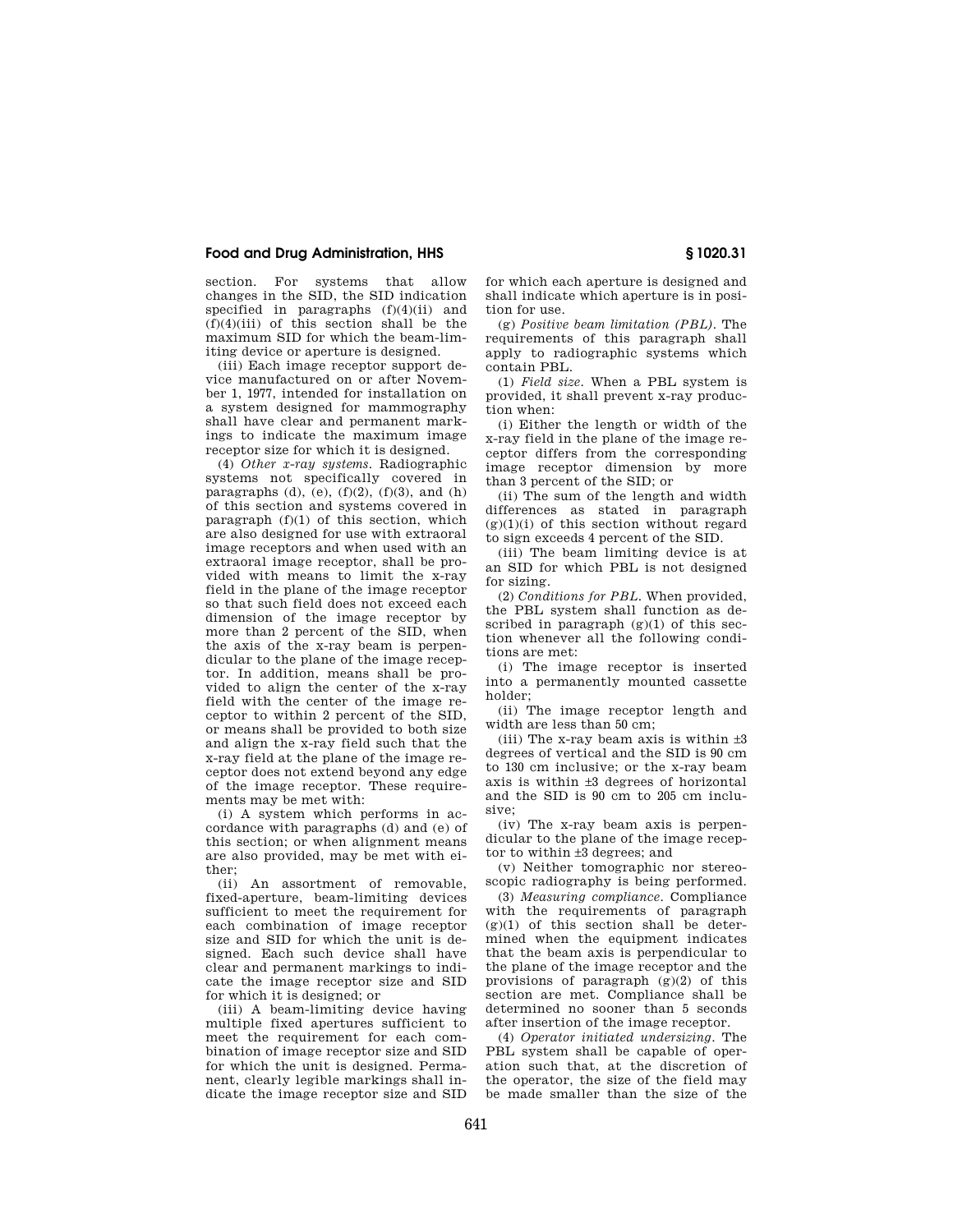section. For systems that allow changes in the SID, the SID indication specified in paragraphs (f)(4)(ii) and (f)(4)(iii) of this section shall be the maximum SID for which the beam-limiting device or aperture is designed.

(iii) Each image receptor support device manufactured on or after November 1, 1977, intended for installation on a system designed for mammography shall have clear and permanent markings to indicate the maximum image receptor size for which it is designed.

(4) *Other x-ray systems*. Radiographic systems not specifically covered in paragraphs (d), (e), (f)(2), (f)(3), and (h) of this section and systems covered in paragraph (f)(1) of this section, which are also designed for use with extraoral image receptors and when used with an extraoral image receptor, shall be provided with means to limit the x-ray field in the plane of the image receptor so that such field does not exceed each dimension of the image receptor by more than 2 percent of the SID, when the axis of the x-ray beam is perpendicular to the plane of the image receptor. In addition, means shall be provided to align the center of the x-ray field with the center of the image receptor to within 2 percent of the SID, or means shall be provided to both size and align the x-ray field such that the x-ray field at the plane of the image receptor does not extend beyond any edge of the image receptor. These requirements may be met with:

(i) A system which performs in accordance with paragraphs (d) and (e) of this section; or when alignment means are also provided, may be met with either;

(ii) An assortment of removable, fixed-aperture, beam-limiting devices sufficient to meet the requirement for each combination of image receptor size and SID for which the unit is designed. Each such device shall have clear and permanent markings to indicate the image receptor size and SID for which it is designed; or

(iii) A beam-limiting device having multiple fixed apertures sufficient to meet the requirement for each combination of image receptor size and SID for which the unit is designed. Permanent, clearly legible markings shall indicate the image receptor size and SID for which each aperture is designed and shall indicate which aperture is in position for use.

(g) *Positive beam limitation (PBL)*. The requirements of this paragraph shall apply to radiographic systems which contain PBL.

(1) *Field size*. When a PBL system is provided, it shall prevent x-ray production when:

(i) Either the length or width of the x-ray field in the plane of the image receptor differs from the corresponding image receptor dimension by more than 3 percent of the SID; or

(ii) The sum of the length and width differences as stated in paragraph (g)(1)(i) of this section without regard to sign exceeds 4 percent of the SID.

(iii) The beam limiting device is at an SID for which PBL is not designed for sizing.

(2) *Conditions for PBL*. When provided, the PBL system shall function as described in paragraph (g)(1) of this section whenever all the following conditions are met:

(i) The image receptor is inserted into a permanently mounted cassette holder;

(ii) The image receptor length and width are less than 50 cm;

(iii) The x-ray beam axis is within ±3 degrees of vertical and the SID is 90 cm to 130 cm inclusive; or the x-ray beam axis is within ±3 degrees of horizontal and the SID is 90 cm to 205 cm inclusive;

(iv) The x-ray beam axis is perpendicular to the plane of the image receptor to within ±3 degrees; and

(v) Neither tomographic nor stereoscopic radiography is being performed.

(3) *Measuring compliance*. Compliance with the requirements of paragraph (g)(1) of this section shall be determined when the equipment indicates that the beam axis is perpendicular to the plane of the image receptor and the provisions of paragraph (g)(2) of this section are met. Compliance shall be determined no sooner than 5 seconds after insertion of the image receptor.

(4) *Operator initiated undersizing*. The PBL system shall be capable of operation such that, at the discretion of the operator, the size of the field may be made smaller than the size of the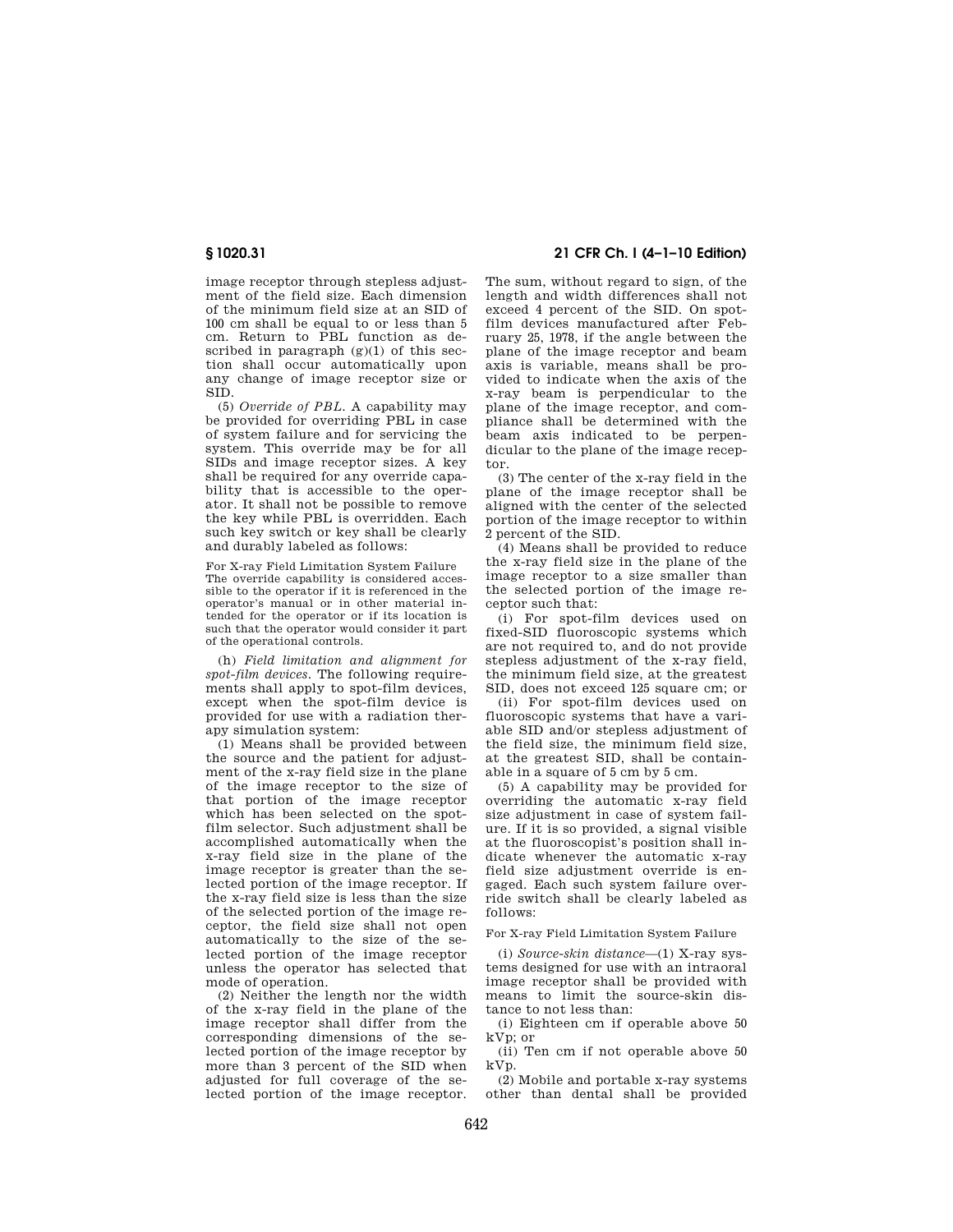image receptor through stepless adjustment of the field size. Each dimension of the minimum field size at an SID of 100 cm shall be equal to or less than 5 cm. Return to PBL function as described in paragraph (g)(1) of this section shall occur automatically upon any change of image receptor size or SID.

(5) *Override of PBL.* A capability may be provided for overriding PBL in case of system failure and for servicing the system. This override may be for all SIDs and image receptor sizes. A key shall be required for any override capability that is accessible to the operator. It shall not be possible to remove the key while PBL is overridden. Each such key switch or key shall be clearly and durably labeled as follows:

For X-ray Field Limitation System Failure

The override capability is considered accessible to the operator if it is referenced in the operator's manual or in other material intended for the operator or if its location is such that the operator would consider it part of the operational controls.

(h) *Field limitation and alignment for spot-film devices.* The following requirements shall apply to spot-film devices, except when the spot-film device is provided for use with a radiation therapy simulation system:

(1) Means shall be provided between the source and the patient for adjustment of the x-ray field size in the plane of the image receptor to the size of that portion of the image receptor which has been selected on the spot-film selector. Such adjustment shall be accomplished automatically when the x-ray field size in the plane of the image receptor is greater than the selected portion of the image receptor. If the x-ray field size is less than the size of the selected portion of the image receptor, the field size shall not open automatically to the size of the selected portion of the image receptor unless the operator has selected that mode of operation.

(2) Neither the length nor the width of the x-ray field in the plane of the image receptor shall differ from the corresponding dimensions of the selected portion of the image receptor by more than 3 percent of the SID when adjusted for full coverage of the selected portion of the image receptor. The sum, without regard to sign, of the length and width differences shall not exceed 4 percent of the SID. On spot-film devices manufactured after February 25, 1978, if the angle between the plane of the image receptor and beam axis is variable, means shall be provided to indicate when the axis of the x-ray beam is perpendicular to the plane of the image receptor, and compliance shall be determined with the beam axis indicated to be perpendicular to the plane of the image receptor.

(3) The center of the x-ray field in the plane of the image receptor shall be aligned with the center of the selected portion of the image receptor to within 2 percent of the SID.

(4) Means shall be provided to reduce the x-ray field size in the plane of the image receptor to a size smaller than the selected portion of the image receptor such that:

(i) For spot-film devices used on fixed-SID fluoroscopic systems which are not required to, and do not provide stepless adjustment of the x-ray field, the minimum field size, at the greatest SID, does not exceed 125 square cm; or

(ii) For spot-film devices used on fluoroscopic systems that have a variable SID and/or stepless adjustment of the field size, the minimum field size, at the greatest SID, shall be containable in a square of 5 cm by 5 cm.

(5) A capability may be provided for overriding the automatic x-ray field size adjustment in case of system failure. If it is so provided, a signal visible at the fluoroscopist's position shall indicate whenever the automatic x-ray field size adjustment override is engaged. Each such system failure override switch shall be clearly labeled as follows:

For X-ray Field Limitation System Failure

(i) *Source-skin distance*—(1) X-ray systems designed for use with an intraoral image receptor shall be provided with means to limit the source-skin distance to not less than:

(i) Eighteen cm if operable above 50 kVp; or

(ii) Ten cm if not operable above 50 kVp.

(2) Mobile and portable x-ray systems other than dental shall be provided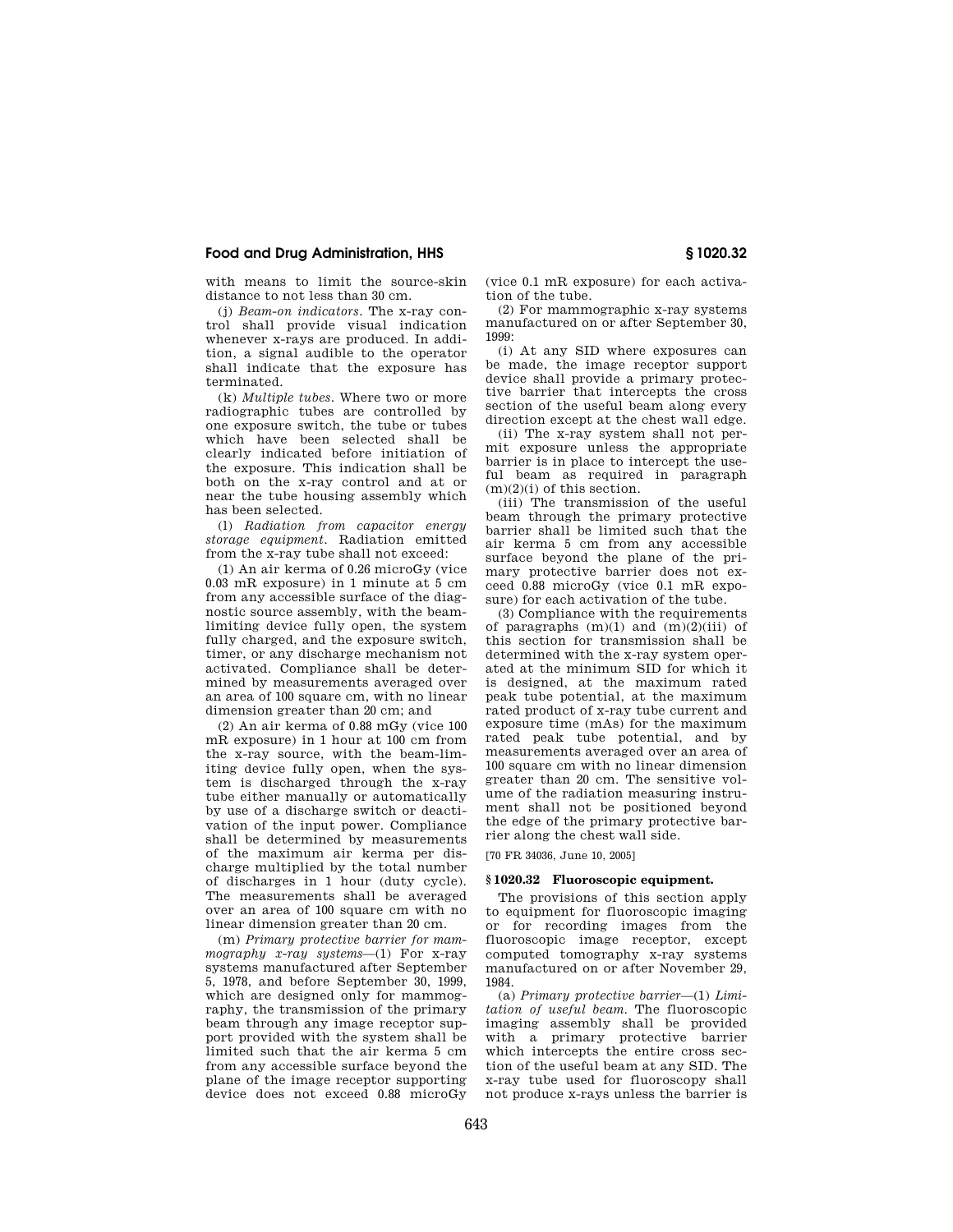with means to limit the source-skin distance to not less than 30 cm.

(j) *Beam-on indicators.* The x-ray control shall provide visual indication whenever x-rays are produced. In addition, a signal audible to the operator shall indicate that the exposure has terminated.

(k) *Multiple tubes.* Where two or more radiographic tubes are controlled by one exposure switch, the tube or tubes which have been selected shall be clearly indicated before initiation of the exposure. This indication shall be both on the x-ray control and at or near the tube housing assembly which has been selected.

(l) *Radiation from capacitor energy storage equipment.* Radiation emitted from the x-ray tube shall not exceed:

(1) An air kerma of 0.26 microGy (vice 0.03 mR exposure) in 1 minute at 5 cm from any accessible surface of the diagnostic source assembly, with the beam-limiting device fully open, the system fully charged, and the exposure switch, timer, or any discharge mechanism not activated. Compliance shall be determined by measurements averaged over an area of 100 square cm, with no linear dimension greater than 20 cm; and

(2) An air kerma of 0.88 mGy (vice 100 mR exposure) in 1 hour at 100 cm from the x-ray source, with the beam-limiting device fully open, when the system is discharged through the x-ray tube either manually or automatically by use of a discharge switch or deactivation of the input power. Compliance shall be determined by measurements of the maximum air kerma per discharge multiplied by the total number of discharges in 1 hour (duty cycle). The measurements shall be averaged over an area of 100 square cm with no linear dimension greater than 20 cm.

(m) *Primary protective barrier for mammography x-ray systems*—(1) For x-ray systems manufactured after September 5, 1978, and before September 30, 1999, which are designed only for mammography, the transmission of the primary beam through any image receptor support provided with the system shall be limited such that the air kerma 5 cm from any accessible surface beyond the plane of the image receptor supporting device does not exceed 0.88 microGy (vice 0.1 mR exposure) for each activation of the tube.

(2) For mammographic x-ray systems manufactured on or after September 30, 1999:

(i) At any SID where exposures can be made, the image receptor support device shall provide a primary protective barrier that intercepts the cross section of the useful beam along every direction except at the chest wall edge.

(ii) The x-ray system shall not permit exposure unless the appropriate barrier is in place to intercept the useful beam as required in paragraph (m)(2)(i) of this section.

(iii) The transmission of the useful beam through the primary protective barrier shall be limited such that the air kerma 5 cm from any accessible surface beyond the plane of the primary protective barrier does not exceed 0.88 microGy (vice 0.1 mR exposure) for each activation of the tube.

(3) Compliance with the requirements of paragraphs (m)(1) and (m)(2)(iii) of this section for transmission shall be determined with the x-ray system operated at the minimum SID for which it is designed, at the maximum rated peak tube potential, at the maximum rated product of x-ray tube current and exposure time (mAs) for the maximum rated peak tube potential, and by measurements averaged over an area of 100 square cm with no linear dimension greater than 20 cm. The sensitive volume of the radiation measuring instrument shall not be positioned beyond the edge of the primary protective barrier along the chest wall side.

[70 FR 34036, June 10, 2005]

## § 1020.32 Fluoroscopic equipment.

The provisions of this section apply to equipment for fluoroscopic imaging or for recording images from the fluoroscopic image receptor, except computed tomography x-ray systems manufactured on or after November 29, 1984.

(a) *Primary protective barrier*—(1) *Limitation of useful beam.* The fluoroscopic imaging assembly shall be provided with a primary protective barrier which intercepts the entire cross section of the useful beam at any SID. The x-ray tube used for fluoroscopy shall not produce x-rays unless the barrier is